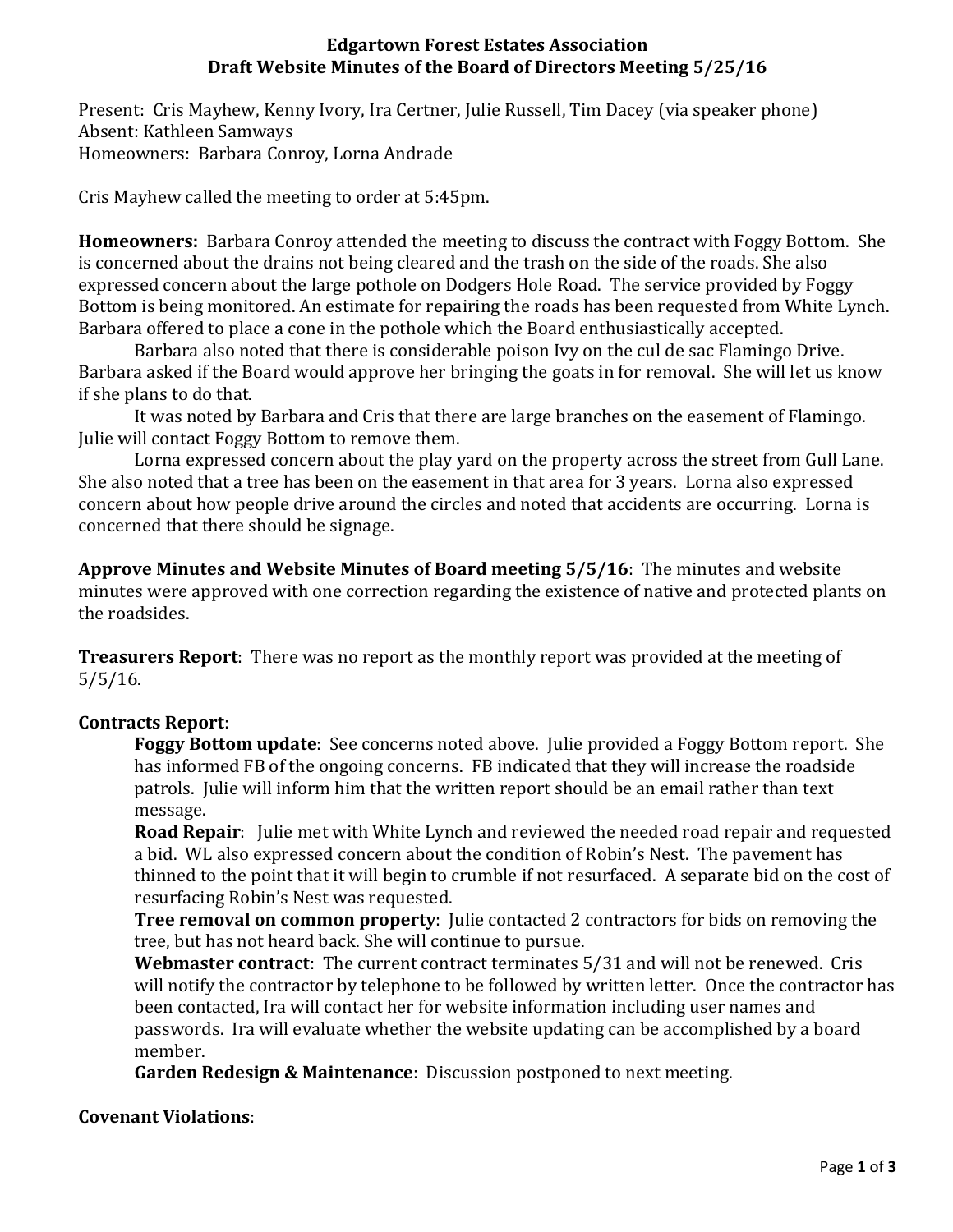# Edgartown Forest Estates Association
## Draft Website Minutes of the Board of Directors Meeting 5/25/16

Present: Cris Mayhew, Kenny Ivory, Ira Certner, Julie Russell, Tim Dacey (via speaker phone)
Absent: Kathleen Samways
Homeowners: Barbara Conroy, Lorna Andrade

Cris Mayhew called the meeting to order at 5:45pm.

**Homeowners:** Barbara Conroy attended the meeting to discuss the contract with Foggy Bottom. She is concerned about the drains not being cleared and the trash on the side of the roads. She also expressed concern about the large pothole on Dodgers Hole Road. The service provided by Foggy Bottom is being monitored. An estimate for repairing the roads has been requested from White Lynch. Barbara offered to place a cone in the pothole which the Board enthusiastically accepted.

Barbara also noted that there is considerable poison Ivy on the cul de sac Flamingo Drive. Barbara asked if the Board would approve her bringing the goats in for removal. She will let us know if she plans to do that.

It was noted by Barbara and Cris that there are large branches on the easement of Flamingo. Julie will contact Foggy Bottom to remove them.

Lorna expressed concern about the play yard on the property across the street from Gull Lane. She also noted that a tree has been on the easement in that area for 3 years. Lorna also expressed concern about how people drive around the circles and noted that accidents are occurring. Lorna is concerned that there should be signage.

**Approve Minutes and Website Minutes of Board meeting 5/5/16**: The minutes and website minutes were approved with one correction regarding the existence of native and protected plants on the roadsides.

**Treasurers Report**: There was no report as the monthly report was provided at the meeting of 5/5/16.

**Contracts Report**:

**Foggy Bottom update**: See concerns noted above. Julie provided a Foggy Bottom report. She has informed FB of the ongoing concerns. FB indicated that they will increase the roadside patrols. Julie will inform him that the written report should be an email rather than text message.

**Road Repair**: Julie met with White Lynch and reviewed the needed road repair and requested a bid. WL also expressed concern about the condition of Robin's Nest. The pavement has thinned to the point that it will begin to crumble if not resurfaced. A separate bid on the cost of resurfacing Robin's Nest was requested.

**Tree removal on common property**: Julie contacted 2 contractors for bids on removing the tree, but has not heard back. She will continue to pursue.

**Webmaster contract**: The current contract terminates 5/31 and will not be renewed. Cris will notify the contractor by telephone to be followed by written letter. Once the contractor has been contacted, Ira will contact her for website information including user names and passwords. Ira will evaluate whether the website updating can be accomplished by a board member.

**Garden Redesign & Maintenance**: Discussion postponed to next meeting.

**Covenant Violations**: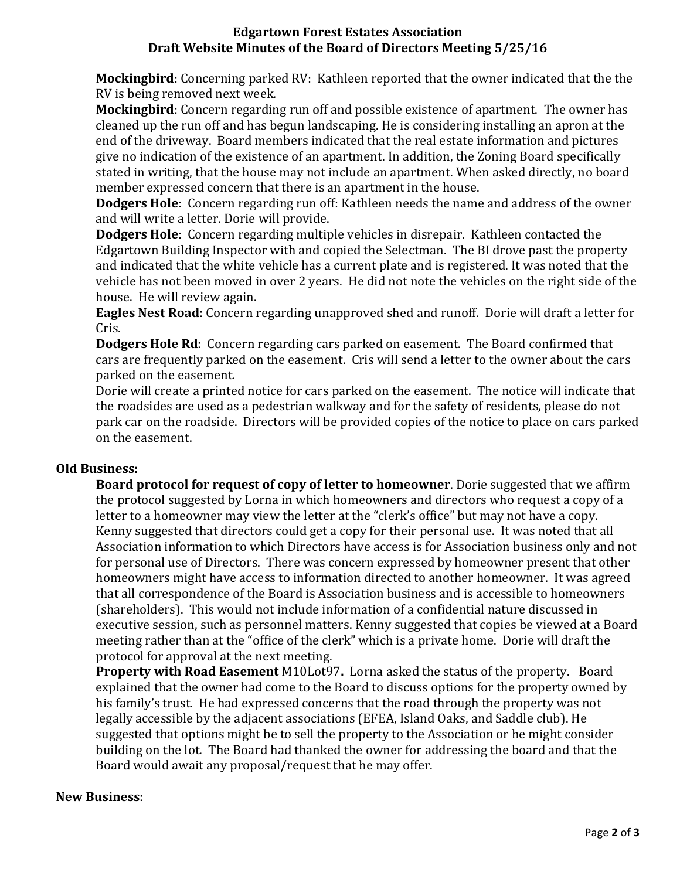**Mockingbird**: Concerning parked RV: Kathleen reported that the owner indicated that the the RV is being removed next week.

**Mockingbird**: Concern regarding run off and possible existence of apartment. The owner has cleaned up the run off and has begun landscaping. He is considering installing an apron at the end of the driveway. Board members indicated that the real estate information and pictures give no indication of the existence of an apartment. In addition, the Zoning Board specifically stated in writing, that the house may not include an apartment. When asked directly, no board member expressed concern that there is an apartment in the house.

**Dodgers Hole**: Concern regarding run off: Kathleen needs the name and address of the owner and will write a letter. Dorie will provide.

**Dodgers Hole**: Concern regarding multiple vehicles in disrepair. Kathleen contacted the Edgartown Building Inspector with and copied the Selectman. The BI drove past the property and indicated that the white vehicle has a current plate and is registered. It was noted that the vehicle has not been moved in over 2 years. He did not note the vehicles on the right side of the house. He will review again.

**Eagles Nest Road**: Concern regarding unapproved shed and runoff. Dorie will draft a letter for Cris.

**Dodgers Hole Rd**: Concern regarding cars parked on easement. The Board confirmed that cars are frequently parked on the easement. Cris will send a letter to the owner about the cars parked on the easement.

Dorie will create a printed notice for cars parked on the easement. The notice will indicate that the roadsides are used as a pedestrian walkway and for the safety of residents, please do not park car on the roadside. Directors will be provided copies of the notice to place on cars parked on the easement.

## Old Business:

**Board protocol for request of copy of letter to homeowner**. Dorie suggested that we affirm the protocol suggested by Lorna in which homeowners and directors who request a copy of a letter to a homeowner may view the letter at the "clerk's office" but may not have a copy. Kenny suggested that directors could get a copy for their personal use. It was noted that all Association information to which Directors have access is for Association business only and not for personal use of Directors. There was concern expressed by homeowner present that other homeowners might have access to information directed to another homeowner. It was agreed that all correspondence of the Board is Association business and is accessible to homeowners (shareholders). This would not include information of a confidential nature discussed in executive session, such as personnel matters. Kenny suggested that copies be viewed at a Board meeting rather than at the "office of the clerk" which is a private home. Dorie will draft the protocol for approval at the next meeting.

**Property with Road Easement** M10Lot97**.** Lorna asked the status of the property. Board explained that the owner had come to the Board to discuss options for the property owned by his family's trust. He had expressed concerns that the road through the property was not legally accessible by the adjacent associations (EFEA, Island Oaks, and Saddle club). He suggested that options might be to sell the property to the Association or he might consider building on the lot. The Board had thanked the owner for addressing the board and that the Board would await any proposal/request that he may offer.

## New Business: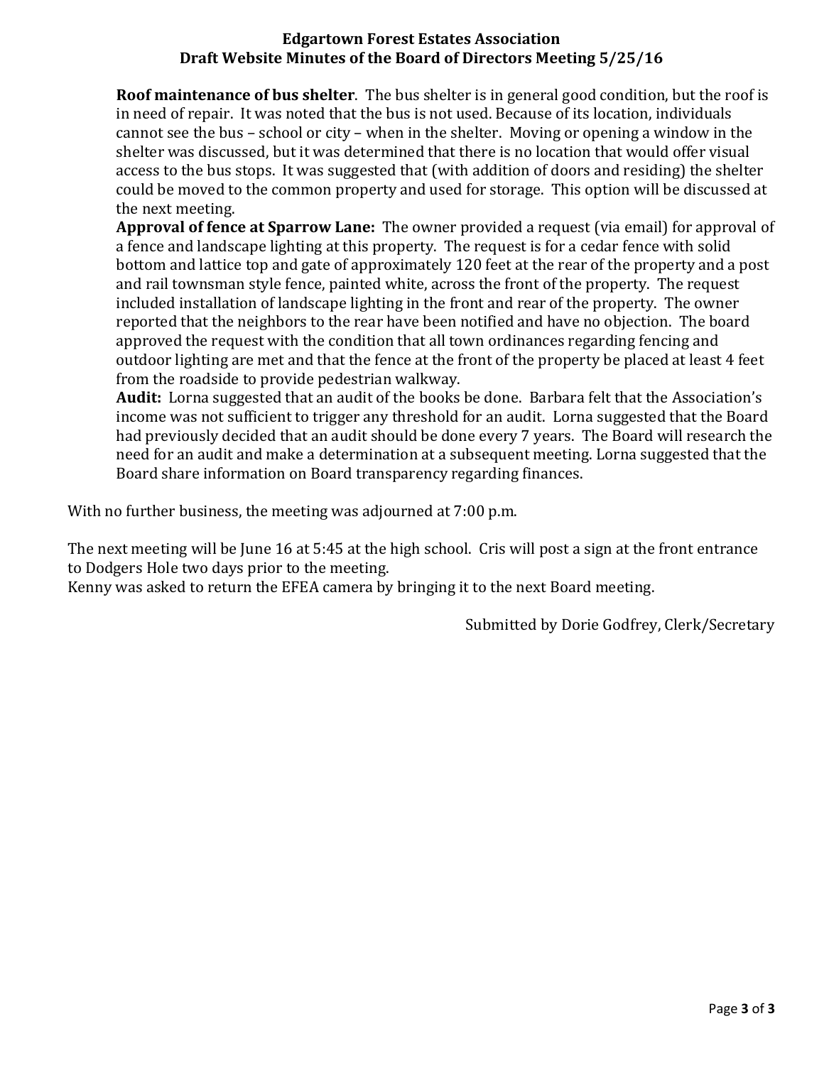**Roof maintenance of bus shelter**. The bus shelter is in general good condition, but the roof is in need of repair. It was noted that the bus is not used. Because of its location, individuals cannot see the bus – school or city – when in the shelter. Moving or opening a window in the shelter was discussed, but it was determined that there is no location that would offer visual access to the bus stops. It was suggested that (with addition of doors and residing) the shelter could be moved to the common property and used for storage. This option will be discussed at the next meeting.

**Approval of fence at Sparrow Lane:** The owner provided a request (via email) for approval of a fence and landscape lighting at this property. The request is for a cedar fence with solid bottom and lattice top and gate of approximately 120 feet at the rear of the property and a post and rail townsman style fence, painted white, across the front of the property. The request included installation of landscape lighting in the front and rear of the property. The owner reported that the neighbors to the rear have been notified and have no objection. The board approved the request with the condition that all town ordinances regarding fencing and outdoor lighting are met and that the fence at the front of the property be placed at least 4 feet from the roadside to provide pedestrian walkway.

**Audit:** Lorna suggested that an audit of the books be done. Barbara felt that the Association's income was not sufficient to trigger any threshold for an audit. Lorna suggested that the Board had previously decided that an audit should be done every 7 years. The Board will research the need for an audit and make a determination at a subsequent meeting. Lorna suggested that the Board share information on Board transparency regarding finances.

With no further business, the meeting was adjourned at 7:00 p.m.

The next meeting will be June 16 at 5:45 at the high school. Cris will post a sign at the front entrance to Dodgers Hole two days prior to the meeting.
Kenny was asked to return the EFEA camera by bringing it to the next Board meeting.

Submitted by Dorie Godfrey, Clerk/Secretary